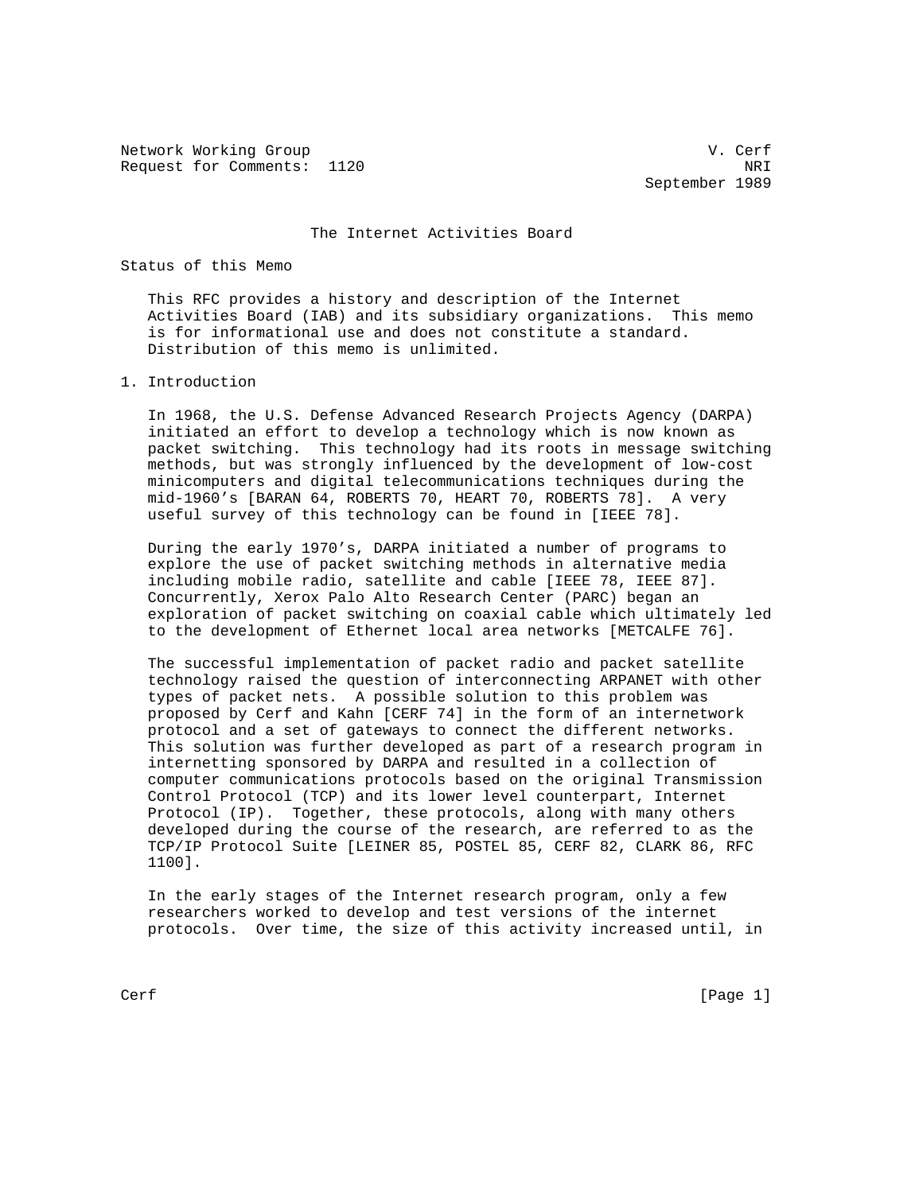Network Working Group                                            V. Cerf
Request for Comments:  1120                                          NRI
                                                          September 1989

# The Internet Activities Board

## Status of this Memo

This RFC provides a history and description of the Internet Activities Board (IAB) and its subsidiary organizations. This memo is for informational use and does not constitute a standard. Distribution of this memo is unlimited.

## 1. Introduction

In 1968, the U.S. Defense Advanced Research Projects Agency (DARPA) initiated an effort to develop a technology which is now known as packet switching. This technology had its roots in message switching methods, but was strongly influenced by the development of low-cost minicomputers and digital telecommunications techniques during the mid-1960's [BARAN 64, ROBERTS 70, HEART 70, ROBERTS 78]. A very useful survey of this technology can be found in [IEEE 78].

During the early 1970's, DARPA initiated a number of programs to explore the use of packet switching methods in alternative media including mobile radio, satellite and cable [IEEE 78, IEEE 87]. Concurrently, Xerox Palo Alto Research Center (PARC) began an exploration of packet switching on coaxial cable which ultimately led to the development of Ethernet local area networks [METCALFE 76].

The successful implementation of packet radio and packet satellite technology raised the question of interconnecting ARPANET with other types of packet nets. A possible solution to this problem was proposed by Cerf and Kahn [CERF 74] in the form of an internetwork protocol and a set of gateways to connect the different networks. This solution was further developed as part of a research program in internetting sponsored by DARPA and resulted in a collection of computer communications protocols based on the original Transmission Control Protocol (TCP) and its lower level counterpart, Internet Protocol (IP). Together, these protocols, along with many others developed during the course of the research, are referred to as the TCP/IP Protocol Suite [LEINER 85, POSTEL 85, CERF 82, CLARK 86, RFC 1100].

In the early stages of the Internet research program, only a few researchers worked to develop and test versions of the internet protocols. Over time, the size of this activity increased until, in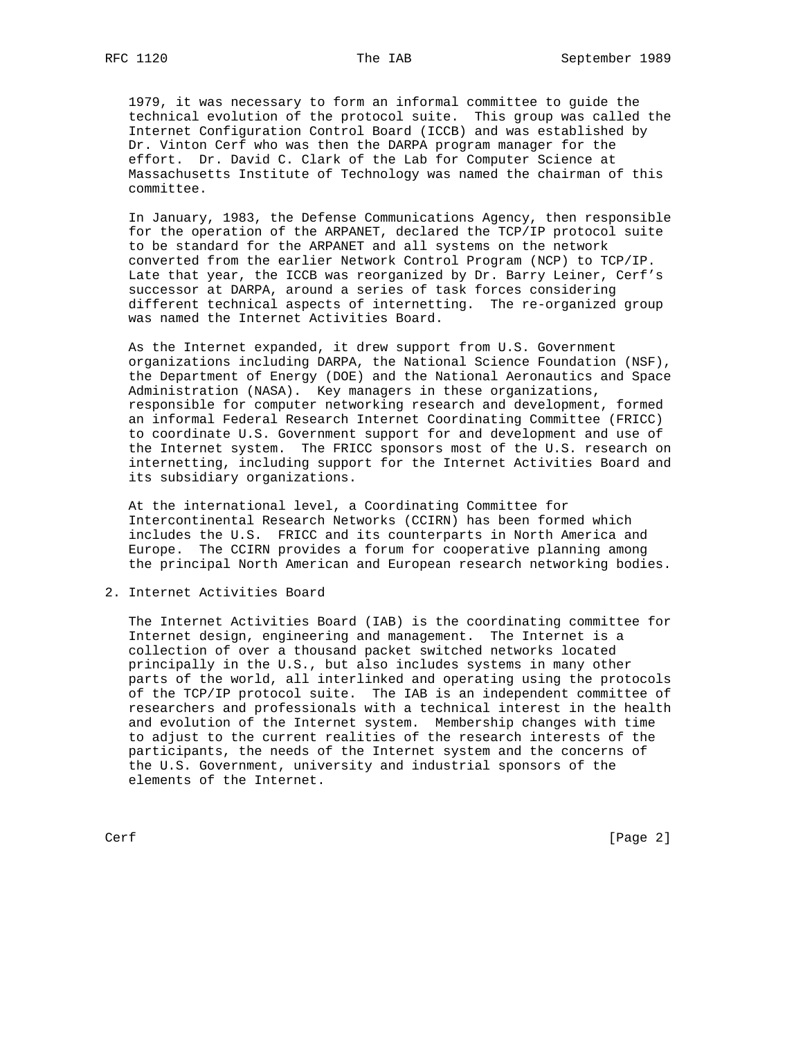1979, it was necessary to form an informal committee to guide the technical evolution of the protocol suite. This group was called the Internet Configuration Control Board (ICCB) and was established by Dr. Vinton Cerf who was then the DARPA program manager for the effort. Dr. David C. Clark of the Lab for Computer Science at Massachusetts Institute of Technology was named the chairman of this committee.

In January, 1983, the Defense Communications Agency, then responsible for the operation of the ARPANET, declared the TCP/IP protocol suite to be standard for the ARPANET and all systems on the network converted from the earlier Network Control Program (NCP) to TCP/IP. Late that year, the ICCB was reorganized by Dr. Barry Leiner, Cerf's successor at DARPA, around a series of task forces considering different technical aspects of internetting. The re-organized group was named the Internet Activities Board.

As the Internet expanded, it drew support from U.S. Government organizations including DARPA, the National Science Foundation (NSF), the Department of Energy (DOE) and the National Aeronautics and Space Administration (NASA). Key managers in these organizations, responsible for computer networking research and development, formed an informal Federal Research Internet Coordinating Committee (FRICC) to coordinate U.S. Government support for and development and use of the Internet system. The FRICC sponsors most of the U.S. research on internetting, including support for the Internet Activities Board and its subsidiary organizations.

At the international level, a Coordinating Committee for Intercontinental Research Networks (CCIRN) has been formed which includes the U.S. FRICC and its counterparts in North America and Europe. The CCIRN provides a forum for cooperative planning among the principal North American and European research networking bodies.

## 2. Internet Activities Board

The Internet Activities Board (IAB) is the coordinating committee for Internet design, engineering and management. The Internet is a collection of over a thousand packet switched networks located principally in the U.S., but also includes systems in many other parts of the world, all interlinked and operating using the protocols of the TCP/IP protocol suite. The IAB is an independent committee of researchers and professionals with a technical interest in the health and evolution of the Internet system. Membership changes with time to adjust to the current realities of the research interests of the participants, the needs of the Internet system and the concerns of the U.S. Government, university and industrial sponsors of the elements of the Internet.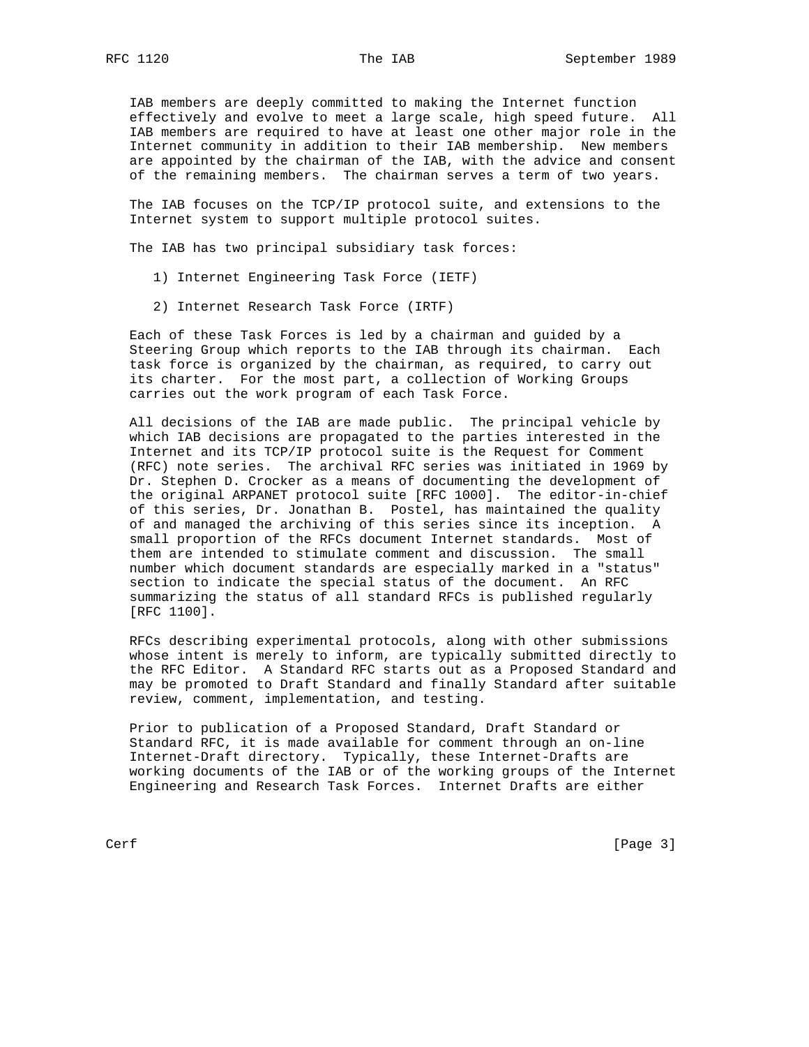IAB members are deeply committed to making the Internet function effectively and evolve to meet a large scale, high speed future. All IAB members are required to have at least one other major role in the Internet community in addition to their IAB membership. New members are appointed by the chairman of the IAB, with the advice and consent of the remaining members. The chairman serves a term of two years.

The IAB focuses on the TCP/IP protocol suite, and extensions to the Internet system to support multiple protocol suites.

The IAB has two principal subsidiary task forces:

1) Internet Engineering Task Force (IETF)

2) Internet Research Task Force (IRTF)

Each of these Task Forces is led by a chairman and guided by a Steering Group which reports to the IAB through its chairman. Each task force is organized by the chairman, as required, to carry out its charter. For the most part, a collection of Working Groups carries out the work program of each Task Force.

All decisions of the IAB are made public. The principal vehicle by which IAB decisions are propagated to the parties interested in the Internet and its TCP/IP protocol suite is the Request for Comment (RFC) note series. The archival RFC series was initiated in 1969 by Dr. Stephen D. Crocker as a means of documenting the development of the original ARPANET protocol suite [RFC 1000]. The editor-in-chief of this series, Dr. Jonathan B. Postel, has maintained the quality of and managed the archiving of this series since its inception. A small proportion of the RFCs document Internet standards. Most of them are intended to stimulate comment and discussion. The small number which document standards are especially marked in a "status" section to indicate the special status of the document. An RFC summarizing the status of all standard RFCs is published regularly [RFC 1100].

RFCs describing experimental protocols, along with other submissions whose intent is merely to inform, are typically submitted directly to the RFC Editor. A Standard RFC starts out as a Proposed Standard and may be promoted to Draft Standard and finally Standard after suitable review, comment, implementation, and testing.

Prior to publication of a Proposed Standard, Draft Standard or Standard RFC, it is made available for comment through an on-line Internet-Draft directory. Typically, these Internet-Drafts are working documents of the IAB or of the working groups of the Internet Engineering and Research Task Forces. Internet Drafts are either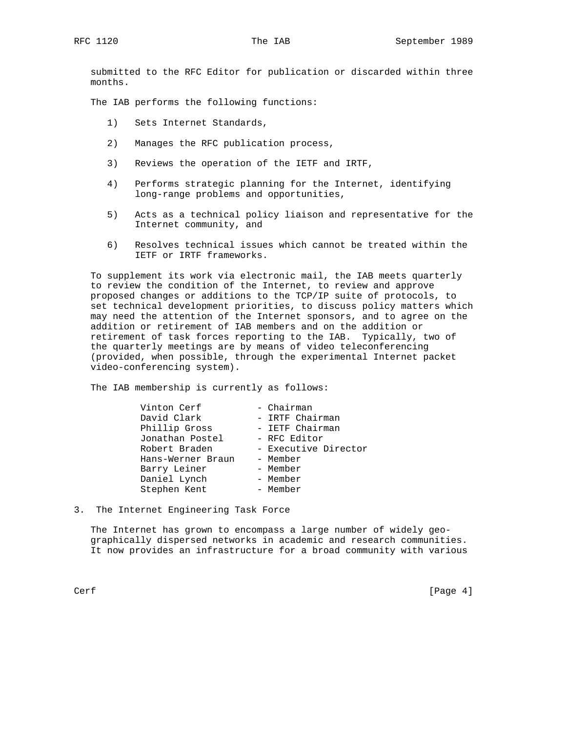submitted to the RFC Editor for publication or discarded within three months.

The IAB performs the following functions:

1) Sets Internet Standards,

2) Manages the RFC publication process,

3) Reviews the operation of the IETF and IRTF,

4) Performs strategic planning for the Internet, identifying long-range problems and opportunities,

5) Acts as a technical policy liaison and representative for the Internet community, and

6) Resolves technical issues which cannot be treated within the IETF or IRTF frameworks.

To supplement its work via electronic mail, the IAB meets quarterly to review the condition of the Internet, to review and approve proposed changes or additions to the TCP/IP suite of protocols, to set technical development priorities, to discuss policy matters which may need the attention of the Internet sponsors, and to agree on the addition or retirement of IAB members and on the addition or retirement of task forces reporting to the IAB. Typically, two of the quarterly meetings are by means of video teleconferencing (provided, when possible, through the experimental Internet packet video-conferencing system).

The IAB membership is currently as follows:

```
Vinton Cerf          - Chairman
David Clark          - IRTF Chairman
Phillip Gross        - IETF Chairman
Jonathan Postel      - RFC Editor
Robert Braden        - Executive Director
Hans-Werner Braun    - Member
Barry Leiner         - Member
Daniel Lynch         - Member
Stephen Kent         - Member
```

## 3. The Internet Engineering Task Force

The Internet has grown to encompass a large number of widely geographically dispersed networks in academic and research communities. It now provides an infrastructure for a broad community with various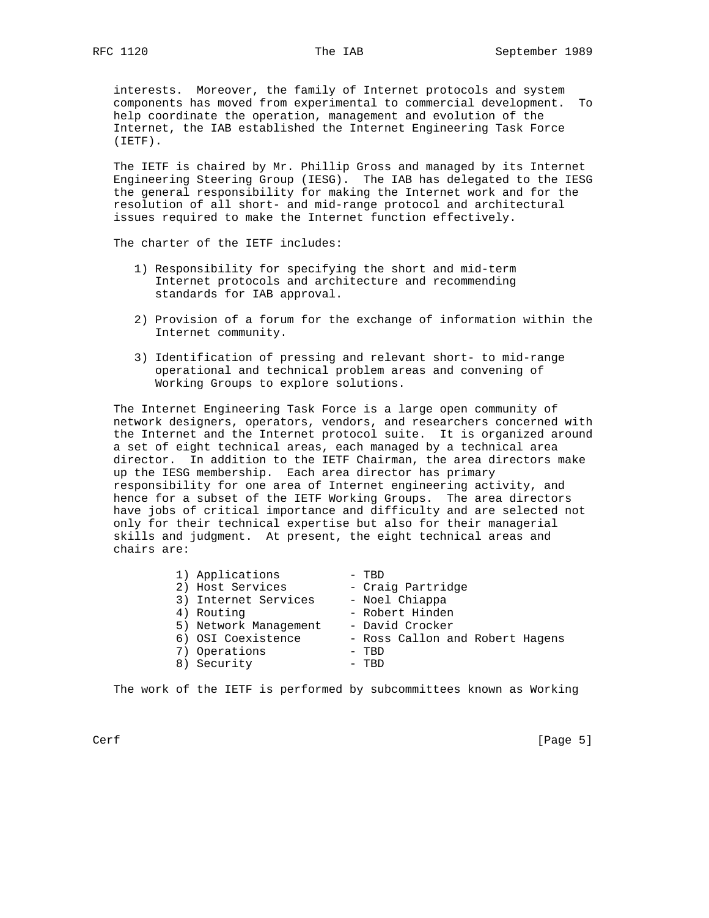interests. Moreover, the family of Internet protocols and system components has moved from experimental to commercial development. To help coordinate the operation, management and evolution of the Internet, the IAB established the Internet Engineering Task Force (IETF).

The IETF is chaired by Mr. Phillip Gross and managed by its Internet Engineering Steering Group (IESG). The IAB has delegated to the IESG the general responsibility for making the Internet work and for the resolution of all short- and mid-range protocol and architectural issues required to make the Internet function effectively.

The charter of the IETF includes:

1) Responsibility for specifying the short and mid-term Internet protocols and architecture and recommending standards for IAB approval.

2) Provision of a forum for the exchange of information within the Internet community.

3) Identification of pressing and relevant short- to mid-range operational and technical problem areas and convening of Working Groups to explore solutions.

The Internet Engineering Task Force is a large open community of network designers, operators, vendors, and researchers concerned with the Internet and the Internet protocol suite. It is organized around a set of eight technical areas, each managed by a technical area director. In addition to the IETF Chairman, the area directors make up the IESG membership. Each area director has primary responsibility for one area of Internet engineering activity, and hence for a subset of the IETF Working Groups. The area directors have jobs of critical importance and difficulty and are selected not only for their technical expertise but also for their managerial skills and judgment. At present, the eight technical areas and chairs are:

```
1) Applications          - TBD
2) Host Services         - Craig Partridge
3) Internet Services     - Noel Chiappa
4) Routing               - Robert Hinden
5) Network Management    - David Crocker
6) OSI Coexistence       - Ross Callon and Robert Hagens
7) Operations            - TBD
8) Security              - TBD
```

The work of the IETF is performed by subcommittees known as Working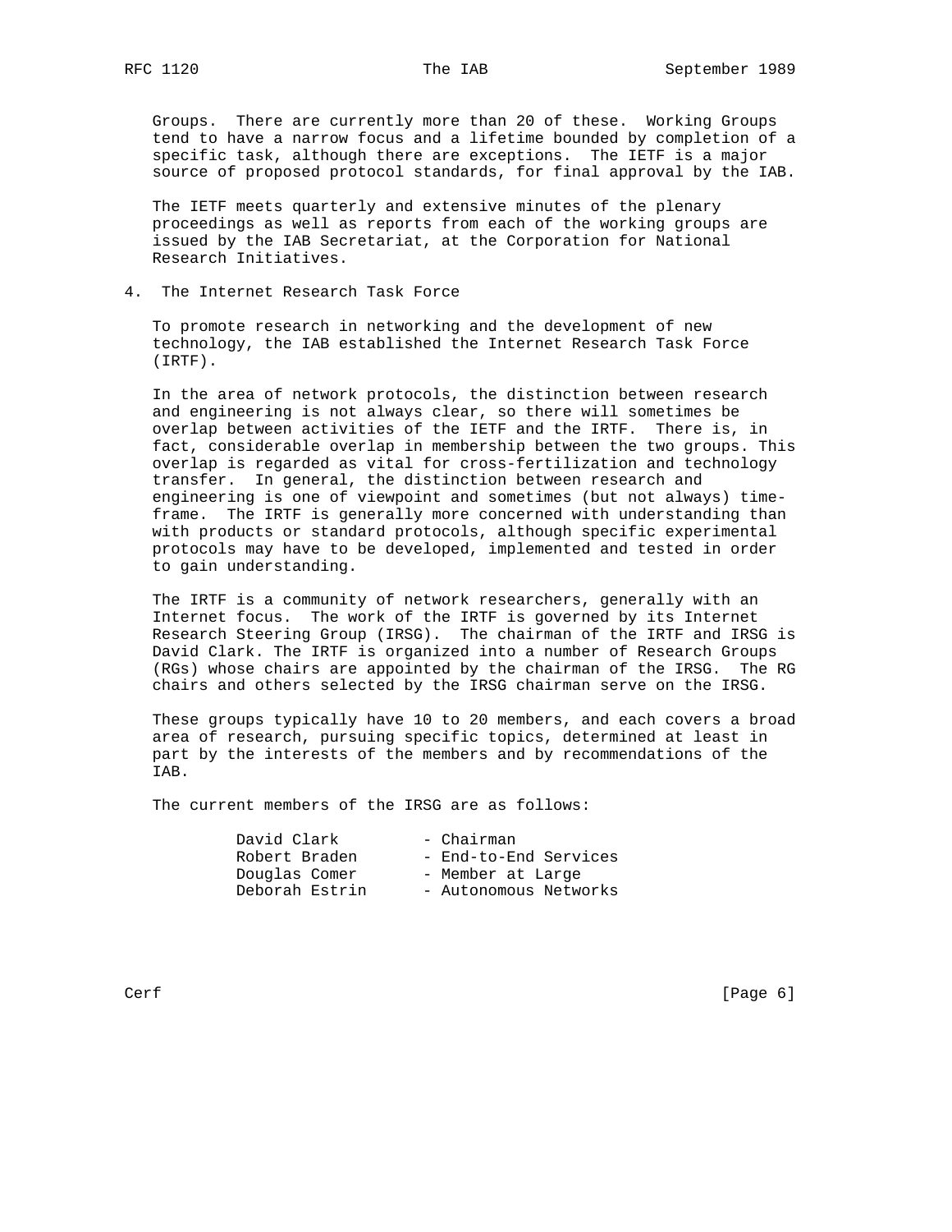Groups. There are currently more than 20 of these. Working Groups tend to have a narrow focus and a lifetime bounded by completion of a specific task, although there are exceptions. The IETF is a major source of proposed protocol standards, for final approval by the IAB.

The IETF meets quarterly and extensive minutes of the plenary proceedings as well as reports from each of the working groups are issued by the IAB Secretariat, at the Corporation for National Research Initiatives.

## 4. The Internet Research Task Force

To promote research in networking and the development of new technology, the IAB established the Internet Research Task Force (IRTF).

In the area of network protocols, the distinction between research and engineering is not always clear, so there will sometimes be overlap between activities of the IETF and the IRTF. There is, in fact, considerable overlap in membership between the two groups. This overlap is regarded as vital for cross-fertilization and technology transfer. In general, the distinction between research and engineering is one of viewpoint and sometimes (but not always) time-frame. The IRTF is generally more concerned with understanding than with products or standard protocols, although specific experimental protocols may have to be developed, implemented and tested in order to gain understanding.

The IRTF is a community of network researchers, generally with an Internet focus. The work of the IRTF is governed by its Internet Research Steering Group (IRSG). The chairman of the IRTF and IRSG is David Clark. The IRTF is organized into a number of Research Groups (RGs) whose chairs are appointed by the chairman of the IRSG. The RG chairs and others selected by the IRSG chairman serve on the IRSG.

These groups typically have 10 to 20 members, and each covers a broad area of research, pursuing specific topics, determined at least in part by the interests of the members and by recommendations of the IAB.

The current members of the IRSG are as follows:

```
David Clark        - Chairman
Robert Braden      - End-to-End Services
Douglas Comer      - Member at Large
Deborah Estrin     - Autonomous Networks
```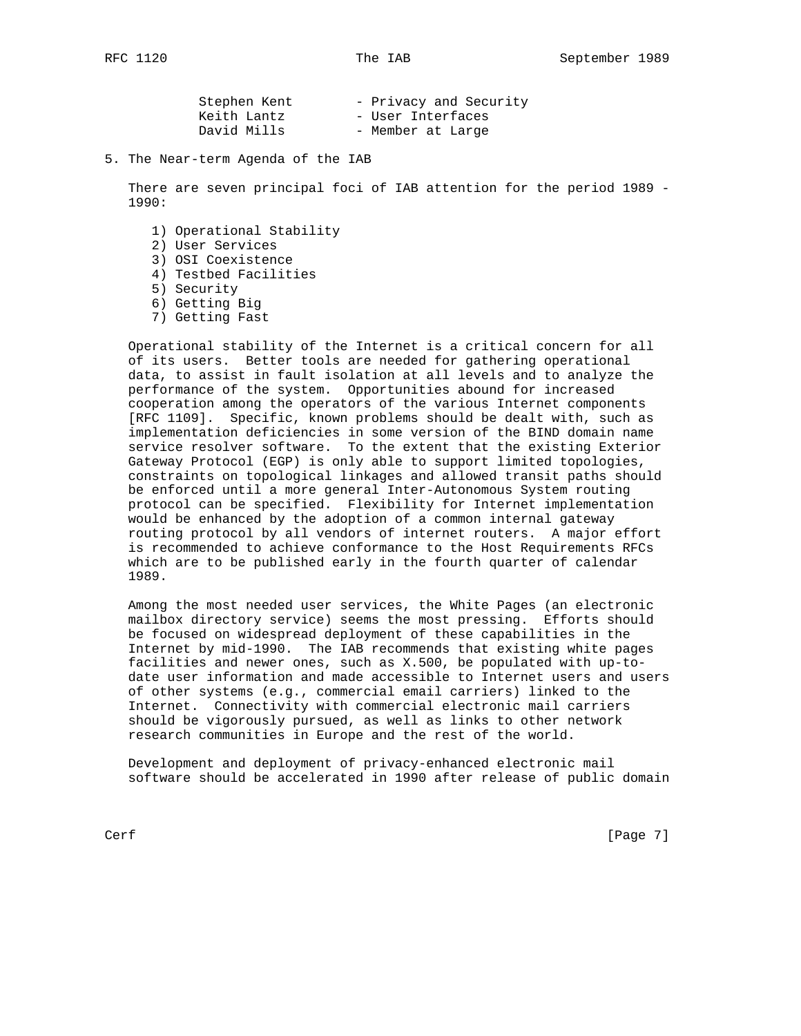| | |
|---|---|
| Stephen Kent | - Privacy and Security |
| Keith Lantz | - User Interfaces |
| David Mills | - Member at Large |

## 5. The Near-term Agenda of the IAB

There are seven principal foci of IAB attention for the period 1989 - 1990:

1) Operational Stability
2) User Services
3) OSI Coexistence
4) Testbed Facilities
5) Security
6) Getting Big
7) Getting Fast

Operational stability of the Internet is a critical concern for all of its users. Better tools are needed for gathering operational data, to assist in fault isolation at all levels and to analyze the performance of the system. Opportunities abound for increased cooperation among the operators of the various Internet components [RFC 1109]. Specific, known problems should be dealt with, such as implementation deficiencies in some version of the BIND domain name service resolver software. To the extent that the existing Exterior Gateway Protocol (EGP) is only able to support limited topologies, constraints on topological linkages and allowed transit paths should be enforced until a more general Inter-Autonomous System routing protocol can be specified. Flexibility for Internet implementation would be enhanced by the adoption of a common internal gateway routing protocol by all vendors of internet routers. A major effort is recommended to achieve conformance to the Host Requirements RFCs which are to be published early in the fourth quarter of calendar 1989.

Among the most needed user services, the White Pages (an electronic mailbox directory service) seems the most pressing. Efforts should be focused on widespread deployment of these capabilities in the Internet by mid-1990. The IAB recommends that existing white pages facilities and newer ones, such as X.500, be populated with up-to-date user information and made accessible to Internet users and users of other systems (e.g., commercial email carriers) linked to the Internet. Connectivity with commercial electronic mail carriers should be vigorously pursued, as well as links to other network research communities in Europe and the rest of the world.

Development and deployment of privacy-enhanced electronic mail software should be accelerated in 1990 after release of public domain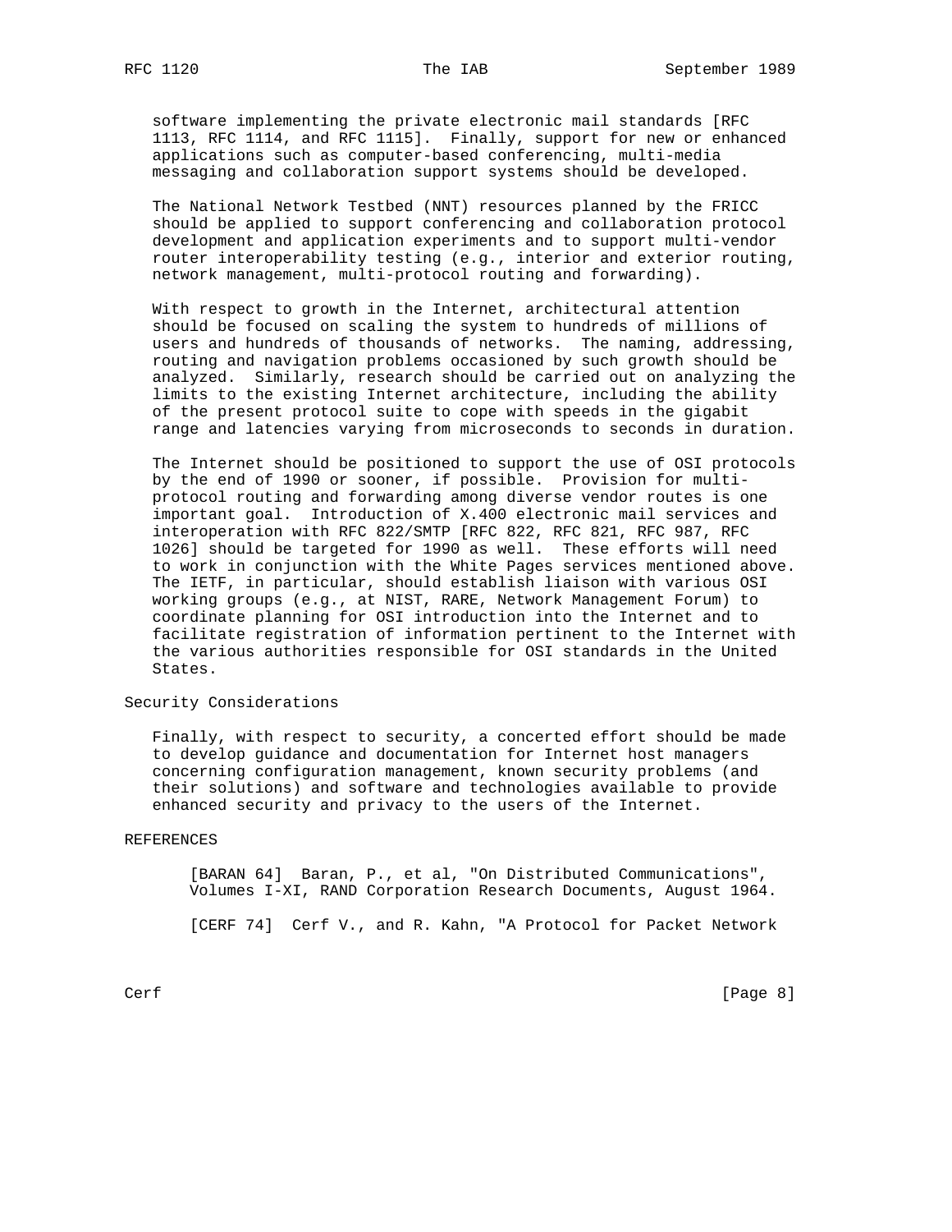software implementing the private electronic mail standards [RFC 1113, RFC 1114, and RFC 1115]. Finally, support for new or enhanced applications such as computer-based conferencing, multi-media messaging and collaboration support systems should be developed.

The National Network Testbed (NNT) resources planned by the FRICC should be applied to support conferencing and collaboration protocol development and application experiments and to support multi-vendor router interoperability testing (e.g., interior and exterior routing, network management, multi-protocol routing and forwarding).

With respect to growth in the Internet, architectural attention should be focused on scaling the system to hundreds of millions of users and hundreds of thousands of networks. The naming, addressing, routing and navigation problems occasioned by such growth should be analyzed. Similarly, research should be carried out on analyzing the limits to the existing Internet architecture, including the ability of the present protocol suite to cope with speeds in the gigabit range and latencies varying from microseconds to seconds in duration.

The Internet should be positioned to support the use of OSI protocols by the end of 1990 or sooner, if possible. Provision for multi-protocol routing and forwarding among diverse vendor routes is one important goal. Introduction of X.400 electronic mail services and interoperation with RFC 822/SMTP [RFC 822, RFC 821, RFC 987, RFC 1026] should be targeted for 1990 as well. These efforts will need to work in conjunction with the White Pages services mentioned above. The IETF, in particular, should establish liaison with various OSI working groups (e.g., at NIST, RARE, Network Management Forum) to coordinate planning for OSI introduction into the Internet and to facilitate registration of information pertinent to the Internet with the various authorities responsible for OSI standards in the United States.

## Security Considerations

Finally, with respect to security, a concerted effort should be made to develop guidance and documentation for Internet host managers concerning configuration management, known security problems (and their solutions) and software and technologies available to provide enhanced security and privacy to the users of the Internet.

## REFERENCES

[BARAN 64] Baran, P., et al, "On Distributed Communications", Volumes I-XI, RAND Corporation Research Documents, August 1964.

[CERF 74] Cerf V., and R. Kahn, "A Protocol for Packet Network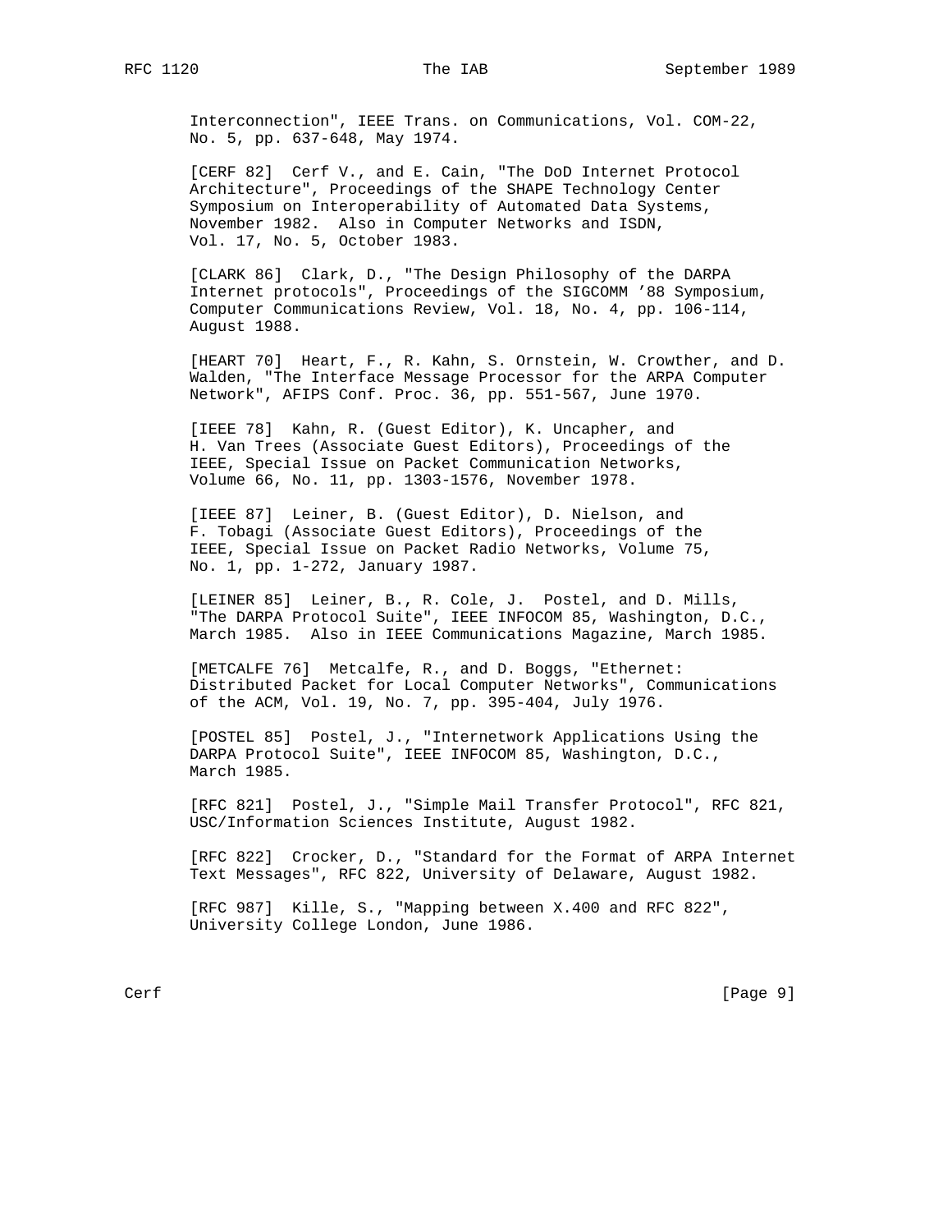Interconnection", IEEE Trans. on Communications, Vol. COM-22, No. 5, pp. 637-648, May 1974.

[CERF 82] Cerf V., and E. Cain, "The DoD Internet Protocol Architecture", Proceedings of the SHAPE Technology Center Symposium on Interoperability of Automated Data Systems, November 1982. Also in Computer Networks and ISDN, Vol. 17, No. 5, October 1983.

[CLARK 86] Clark, D., "The Design Philosophy of the DARPA Internet protocols", Proceedings of the SIGCOMM '88 Symposium, Computer Communications Review, Vol. 18, No. 4, pp. 106-114, August 1988.

[HEART 70] Heart, F., R. Kahn, S. Ornstein, W. Crowther, and D. Walden, "The Interface Message Processor for the ARPA Computer Network", AFIPS Conf. Proc. 36, pp. 551-567, June 1970.

[IEEE 78] Kahn, R. (Guest Editor), K. Uncapher, and H. Van Trees (Associate Guest Editors), Proceedings of the IEEE, Special Issue on Packet Communication Networks, Volume 66, No. 11, pp. 1303-1576, November 1978.

[IEEE 87] Leiner, B. (Guest Editor), D. Nielson, and F. Tobagi (Associate Guest Editors), Proceedings of the IEEE, Special Issue on Packet Radio Networks, Volume 75, No. 1, pp. 1-272, January 1987.

[LEINER 85] Leiner, B., R. Cole, J. Postel, and D. Mills, "The DARPA Protocol Suite", IEEE INFOCOM 85, Washington, D.C., March 1985. Also in IEEE Communications Magazine, March 1985.

[METCALFE 76] Metcalfe, R., and D. Boggs, "Ethernet: Distributed Packet for Local Computer Networks", Communications of the ACM, Vol. 19, No. 7, pp. 395-404, July 1976.

[POSTEL 85] Postel, J., "Internetwork Applications Using the DARPA Protocol Suite", IEEE INFOCOM 85, Washington, D.C., March 1985.

[RFC 821] Postel, J., "Simple Mail Transfer Protocol", RFC 821, USC/Information Sciences Institute, August 1982.

[RFC 822] Crocker, D., "Standard for the Format of ARPA Internet Text Messages", RFC 822, University of Delaware, August 1982.

[RFC 987] Kille, S., "Mapping between X.400 and RFC 822", University College London, June 1986.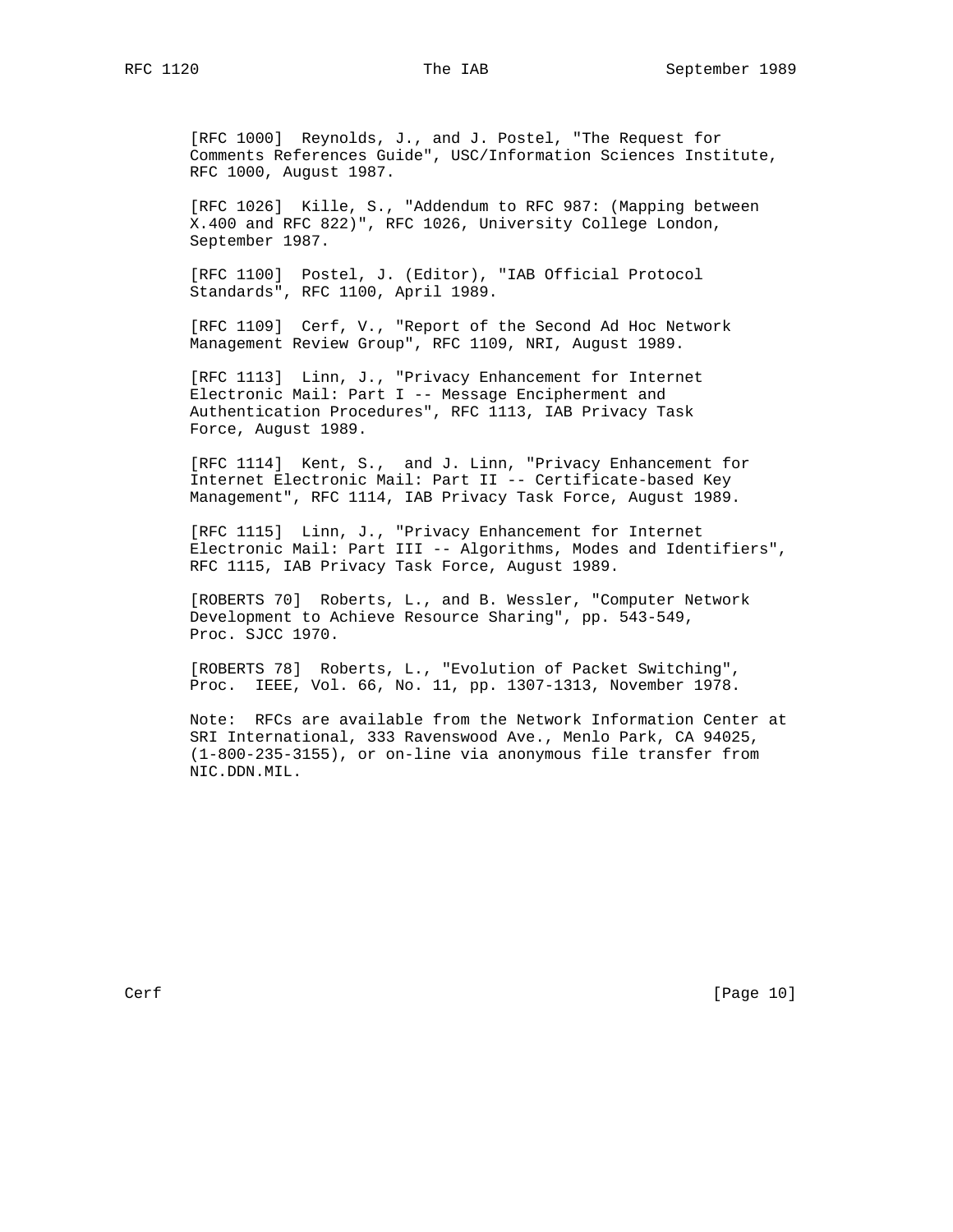[RFC 1000] Reynolds, J., and J. Postel, "The Request for Comments References Guide", USC/Information Sciences Institute, RFC 1000, August 1987.

[RFC 1026] Kille, S., "Addendum to RFC 987: (Mapping between X.400 and RFC 822)", RFC 1026, University College London, September 1987.

[RFC 1100] Postel, J. (Editor), "IAB Official Protocol Standards", RFC 1100, April 1989.

[RFC 1109] Cerf, V., "Report of the Second Ad Hoc Network Management Review Group", RFC 1109, NRI, August 1989.

[RFC 1113] Linn, J., "Privacy Enhancement for Internet Electronic Mail: Part I -- Message Encipherment and Authentication Procedures", RFC 1113, IAB Privacy Task Force, August 1989.

[RFC 1114] Kent, S., and J. Linn, "Privacy Enhancement for Internet Electronic Mail: Part II -- Certificate-based Key Management", RFC 1114, IAB Privacy Task Force, August 1989.

[RFC 1115] Linn, J., "Privacy Enhancement for Internet Electronic Mail: Part III -- Algorithms, Modes and Identifiers", RFC 1115, IAB Privacy Task Force, August 1989.

[ROBERTS 70] Roberts, L., and B. Wessler, "Computer Network Development to Achieve Resource Sharing", pp. 543-549, Proc. SJCC 1970.

[ROBERTS 78] Roberts, L., "Evolution of Packet Switching", Proc. IEEE, Vol. 66, No. 11, pp. 1307-1313, November 1978.

Note: RFCs are available from the Network Information Center at SRI International, 333 Ravenswood Ave., Menlo Park, CA 94025, (1-800-235-3155), or on-line via anonymous file transfer from NIC.DDN.MIL.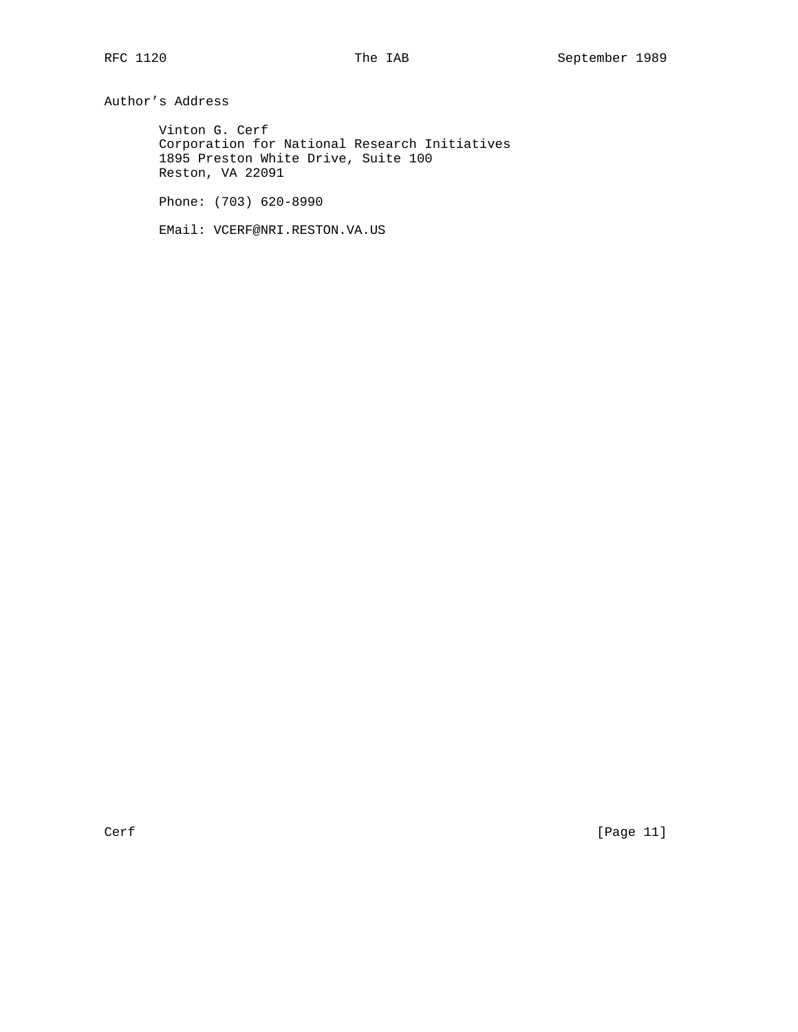## Author's Address

Vinton G. Cerf
Corporation for National Research Initiatives
1895 Preston White Drive, Suite 100
Reston, VA 22091

Phone: (703) 620-8990

EMail: VCERF@NRI.RESTON.VA.US